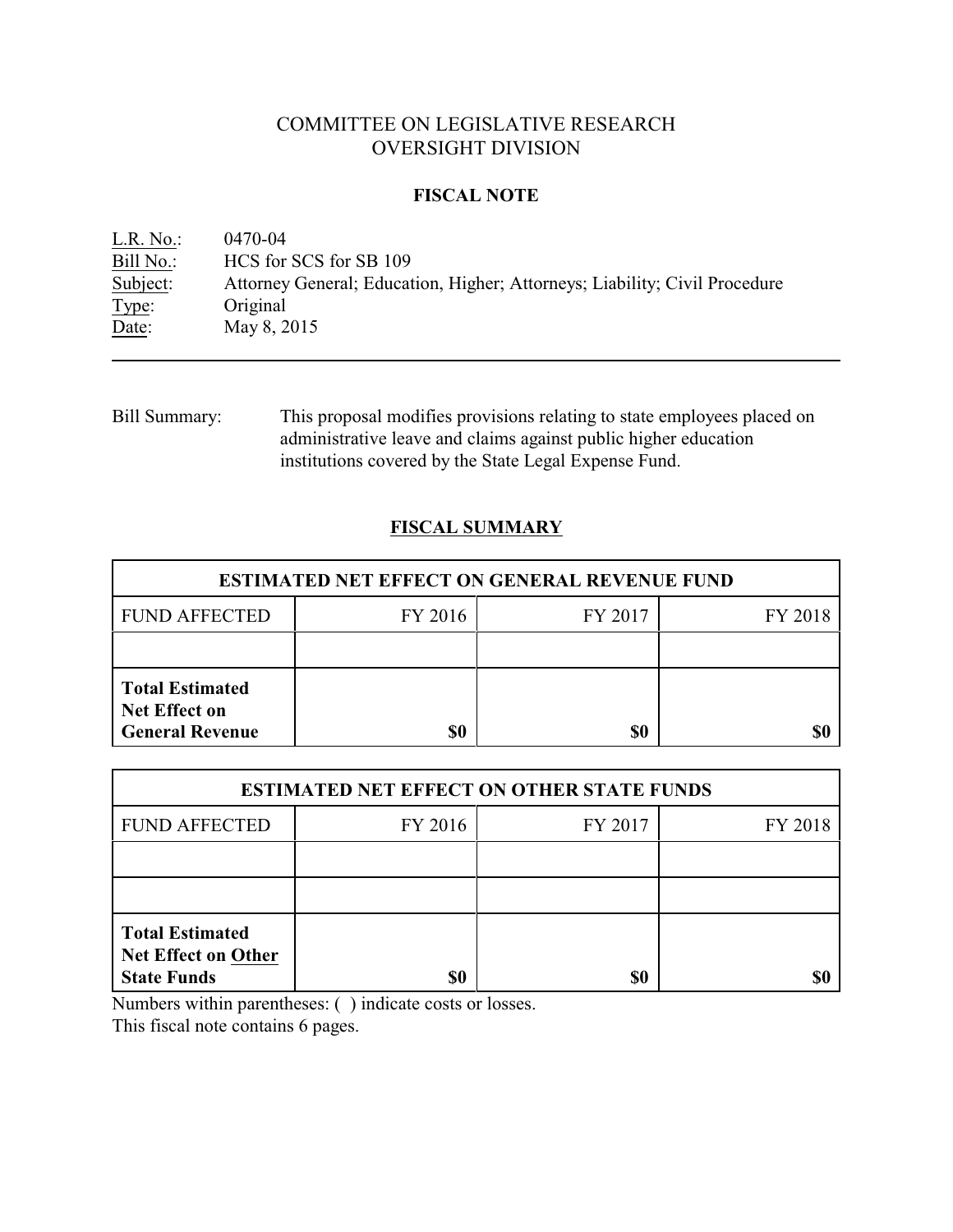# COMMITTEE ON LEGISLATIVE RESEARCH
# OVERSIGHT DIVISION

## FISCAL NOTE

L.R. No.: 0470-04
Bill No.: HCS for SCS for SB 109
Subject: Attorney General; Education, Higher; Attorneys; Liability; Civil Procedure
Type: Original
Date: May 8, 2015

---

Bill Summary: This proposal modifies provisions relating to state employees placed on administrative leave and claims against public higher education institutions covered by the State Legal Expense Fund.

## FISCAL SUMMARY

| ESTIMATED NET EFFECT ON GENERAL REVENUE FUND | | | |
|---|---|---|---|
| FUND AFFECTED | FY 2016 | FY 2017 | FY 2018 |
| | | | |
| **Total Estimated Net Effect on General Revenue** | **$0** | **$0** | **$0** |

| ESTIMATED NET EFFECT ON OTHER STATE FUNDS | | | |
|---|---|---|---|
| FUND AFFECTED | FY 2016 | FY 2017 | FY 2018 |
| | | | |
| | | | |
| **Total Estimated Net Effect on Other State Funds** | **$0** | **$0** | **$0** |

Numbers within parentheses: ( ) indicate costs or losses.
This fiscal note contains 6 pages.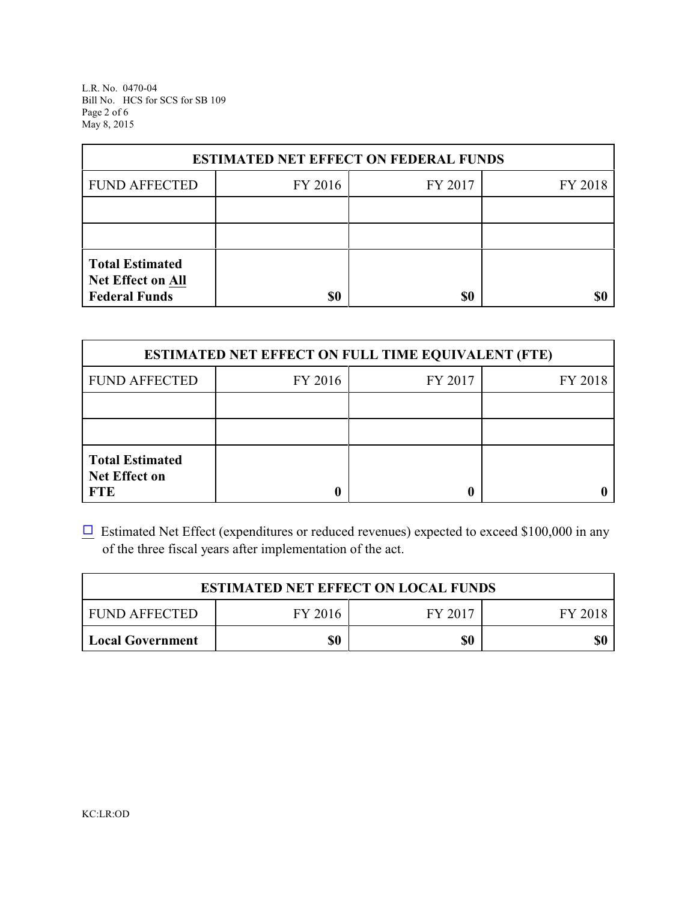| ESTIMATED NET EFFECT ON FEDERAL FUNDS | | | |
|---|---|---|---|
| FUND AFFECTED | FY 2016 | FY 2017 | FY 2018 |
| | | | |
| | | | |
| **Total Estimated Net Effect on All Federal Funds** | **$0** | **$0** | **$0** |

| ESTIMATED NET EFFECT ON FULL TIME EQUIVALENT (FTE) | | | |
|---|---|---|---|
| FUND AFFECTED | FY 2016 | FY 2017 | FY 2018 |
| | | | |
| | | | |
| **Total Estimated Net Effect on FTE** | **0** | **0** | **0** |

☐ Estimated Net Effect (expenditures or reduced revenues) expected to exceed $100,000 in any of the three fiscal years after implementation of the act.

| ESTIMATED NET EFFECT ON LOCAL FUNDS | | | |
|---|---|---|---|
| FUND AFFECTED | FY 2016 | FY 2017 | FY 2018 |
| **Local Government** | **$0** | **$0** | **$0** |

KC:LR:OD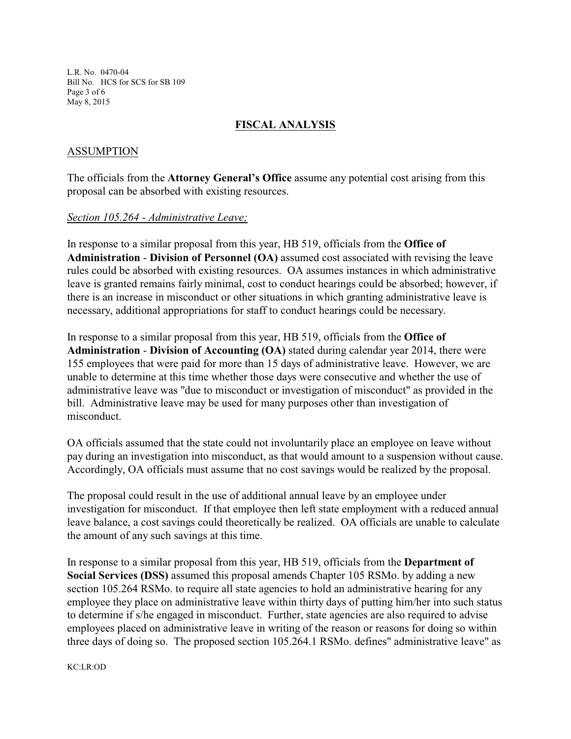## FISCAL ANALYSIS

### ASSUMPTION

The officials from the **Attorney General's Office** assume any potential cost arising from this proposal can be absorbed with existing resources.

*Section 105.264 - Administrative Leave;*

In response to a similar proposal from this year, HB 519, officials from the **Office of Administration** - **Division of Personnel (OA)** assumed cost associated with revising the leave rules could be absorbed with existing resources. OA assumes instances in which administrative leave is granted remains fairly minimal, cost to conduct hearings could be absorbed; however, if there is an increase in misconduct or other situations in which granting administrative leave is necessary, additional appropriations for staff to conduct hearings could be necessary.

In response to a similar proposal from this year, HB 519, officials from the **Office of Administration** - **Division of Accounting (OA)** stated during calendar year 2014, there were 155 employees that were paid for more than 15 days of administrative leave. However, we are unable to determine at this time whether those days were consecutive and whether the use of administrative leave was "due to misconduct or investigation of misconduct" as provided in the bill. Administrative leave may be used for many purposes other than investigation of misconduct.

OA officials assumed that the state could not involuntarily place an employee on leave without pay during an investigation into misconduct, as that would amount to a suspension without cause. Accordingly, OA officials must assume that no cost savings would be realized by the proposal.

The proposal could result in the use of additional annual leave by an employee under investigation for misconduct. If that employee then left state employment with a reduced annual leave balance, a cost savings could theoretically be realized. OA officials are unable to calculate the amount of any such savings at this time.

In response to a similar proposal from this year, HB 519, officials from the **Department of Social Services (DSS)** assumed this proposal amends Chapter 105 RSMo. by adding a new section 105.264 RSMo. to require all state agencies to hold an administrative hearing for any employee they place on administrative leave within thirty days of putting him/her into such status to determine if s/he engaged in misconduct. Further, state agencies are also required to advise employees placed on administrative leave in writing of the reason or reasons for doing so within three days of doing so. The proposed section 105.264.1 RSMo. defines" administrative leave" as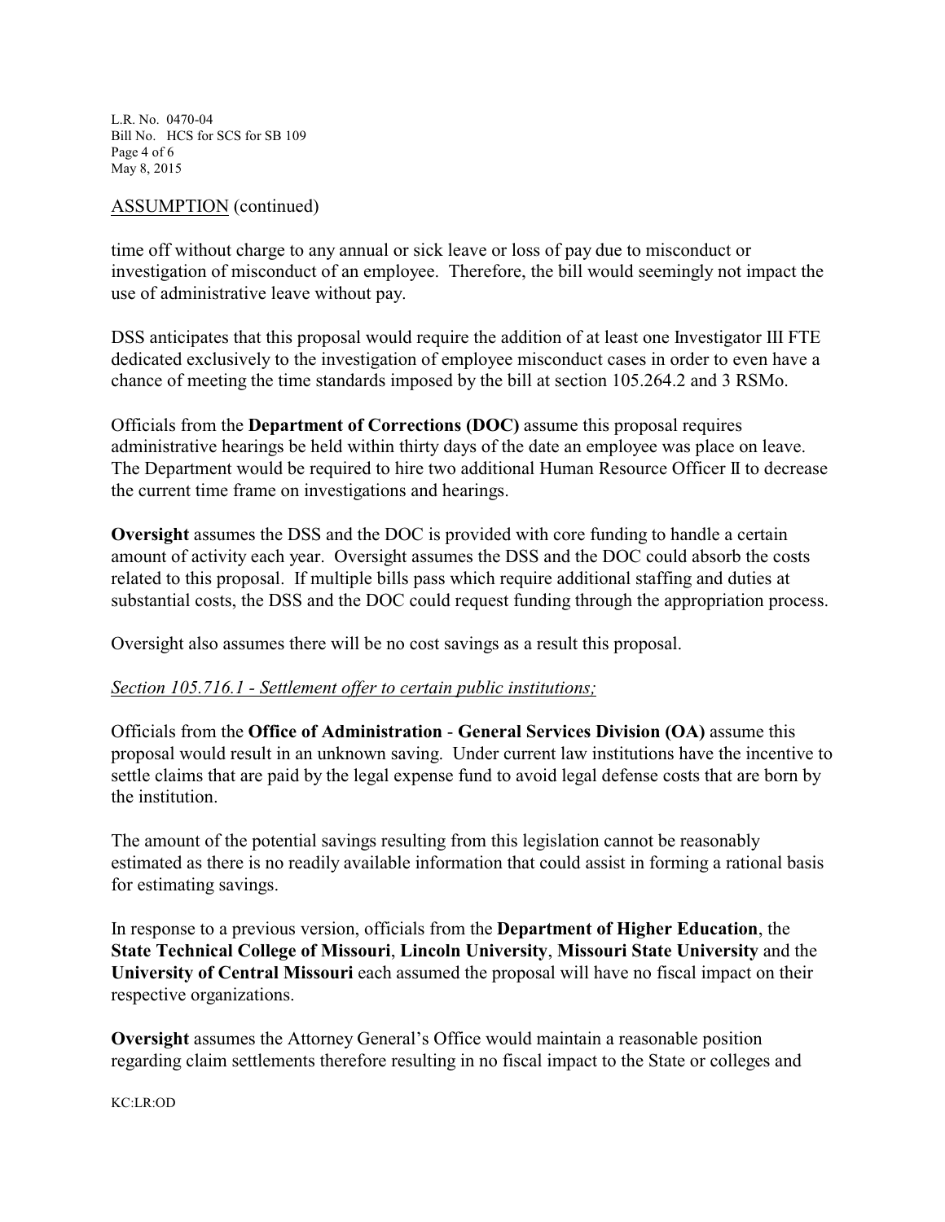ASSUMPTION (continued)

time off without charge to any annual or sick leave or loss of pay due to misconduct or investigation of misconduct of an employee. Therefore, the bill would seemingly not impact the use of administrative leave without pay.

DSS anticipates that this proposal would require the addition of at least one Investigator III FTE dedicated exclusively to the investigation of employee misconduct cases in order to even have a chance of meeting the time standards imposed by the bill at section 105.264.2 and 3 RSMo.

Officials from the **Department of Corrections (DOC)** assume this proposal requires administrative hearings be held within thirty days of the date an employee was place on leave. The Department would be required to hire two additional Human Resource Officer II to decrease the current time frame on investigations and hearings.

**Oversight** assumes the DSS and the DOC is provided with core funding to handle a certain amount of activity each year. Oversight assumes the DSS and the DOC could absorb the costs related to this proposal. If multiple bills pass which require additional staffing and duties at substantial costs, the DSS and the DOC could request funding through the appropriation process.

Oversight also assumes there will be no cost savings as a result this proposal.

*Section 105.716.1 - Settlement offer to certain public institutions;*

Officials from the **Office of Administration** - **General Services Division (OA)** assume this proposal would result in an unknown saving. Under current law institutions have the incentive to settle claims that are paid by the legal expense fund to avoid legal defense costs that are born by the institution.

The amount of the potential savings resulting from this legislation cannot be reasonably estimated as there is no readily available information that could assist in forming a rational basis for estimating savings.

In response to a previous version, officials from the **Department of Higher Education**, the **State Technical College of Missouri**, **Lincoln University**, **Missouri State University** and the **University of Central Missouri** each assumed the proposal will have no fiscal impact on their respective organizations.

**Oversight** assumes the Attorney General's Office would maintain a reasonable position regarding claim settlements therefore resulting in no fiscal impact to the State or colleges and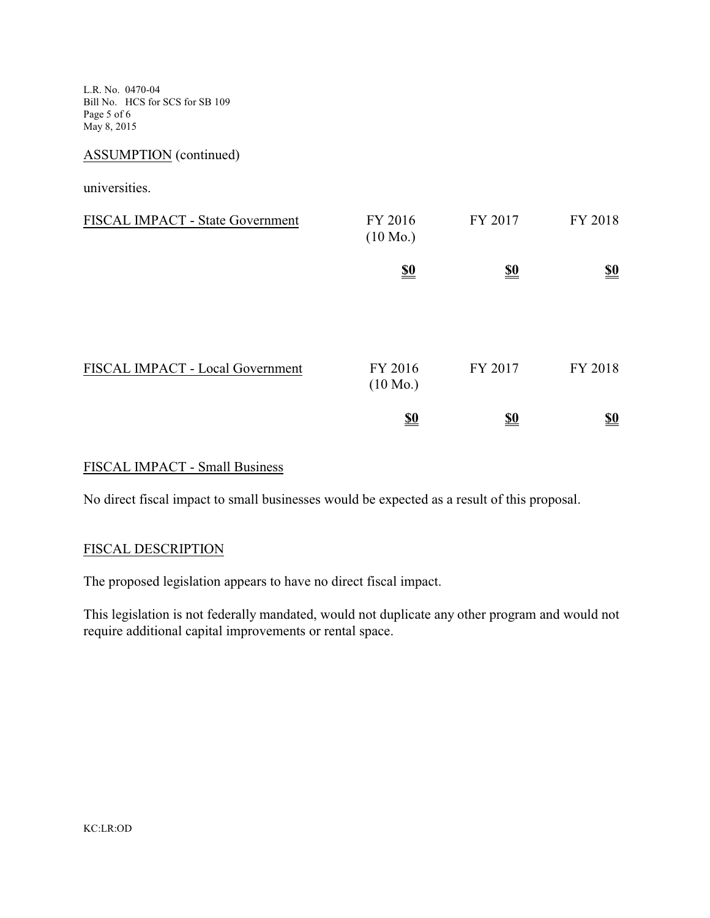ASSUMPTION (continued)

universities.

| FISCAL IMPACT - State Government | FY 2016 (10 Mo.) | FY 2017 | FY 2018 |
|---|---|---|---|
| | **$0** | **$0** | **$0** |

| FISCAL IMPACT - Local Government | FY 2016 (10 Mo.) | FY 2017 | FY 2018 |
|---|---|---|---|
| | **$0** | **$0** | **$0** |

FISCAL IMPACT - Small Business

No direct fiscal impact to small businesses would be expected as a result of this proposal.

FISCAL DESCRIPTION

The proposed legislation appears to have no direct fiscal impact.

This legislation is not federally mandated, would not duplicate any other program and would not require additional capital improvements or rental space.

KC:LR:OD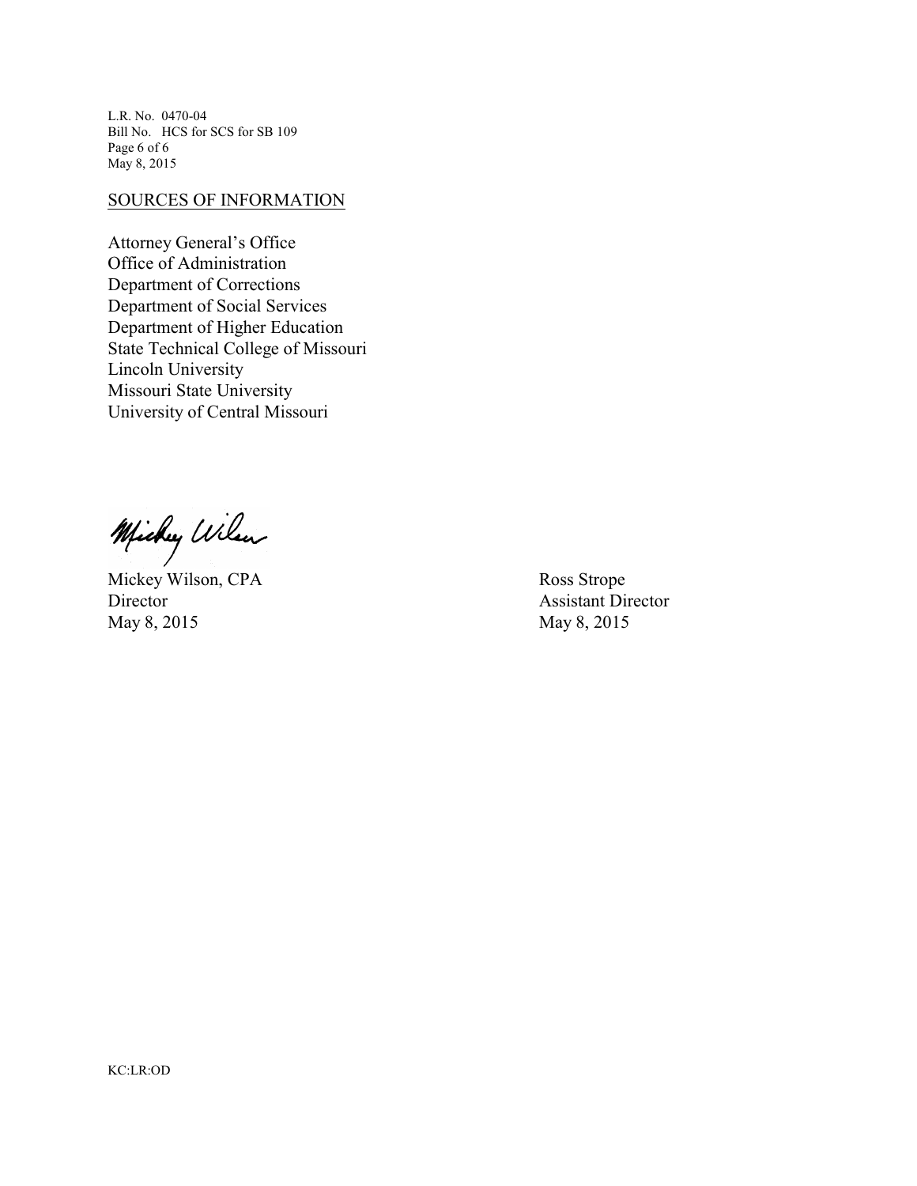## SOURCES OF INFORMATION

Attorney General's Office
Office of Administration
Department of Corrections
Department of Social Services
Department of Higher Education
State Technical College of Missouri
Lincoln University
Missouri State University
University of Central Missouri

| | |
|---|---|
| Mickey Wilson, CPA | Ross Strope |
| Director | Assistant Director |
| May 8, 2015 | May 8, 2015 |

KC:LR:OD